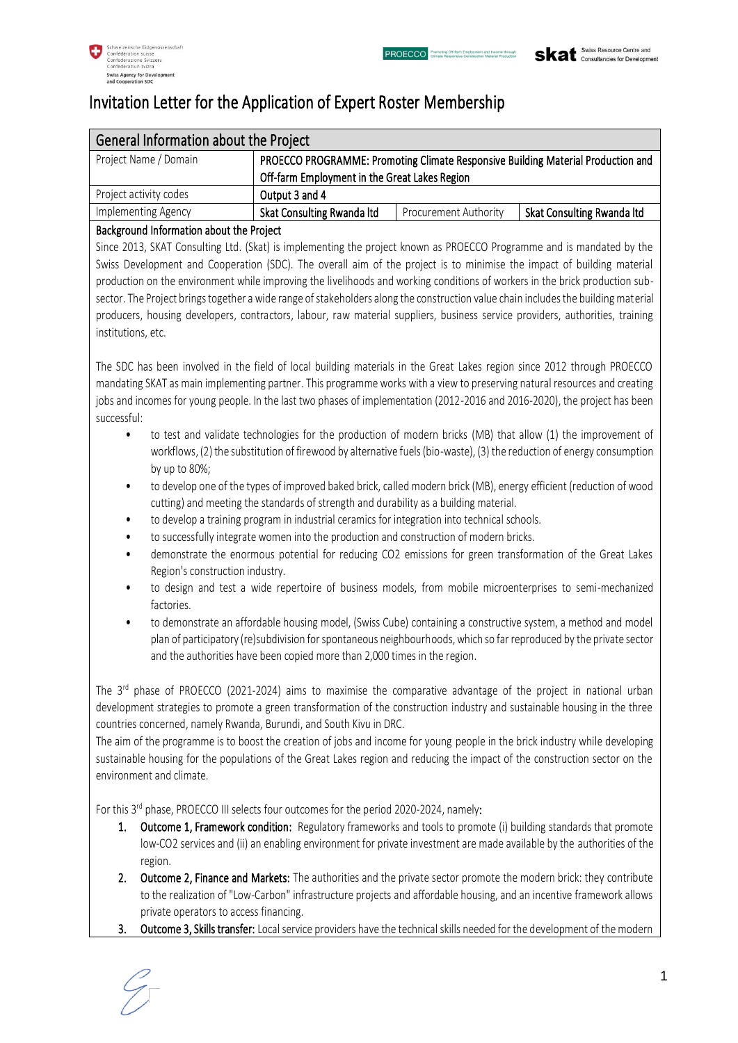# Invitation Letter for the Application of Expert Roster Membership

| General Information about the Project | | | |
|---|---|---|---|
| Project Name / Domain | **PROECCO PROGRAMME: Promoting Climate Responsive Building Material Production and Off-farm Employment in the Great Lakes Region** | | |
| Project activity codes | **Output 3 and 4** | | |
| Implementing Agency | **Skat Consulting Rwanda ltd** | Procurement Authority | **Skat Consulting Rwanda ltd** |

**Background Information about the Project**

Since 2013, SKAT Consulting Ltd. (Skat) is implementing the project known as PROECCO Programme and is mandated by the Swiss Development and Cooperation (SDC). The overall aim of the project is to minimise the impact of building material production on the environment while improving the livelihoods and working conditions of workers in the brick production sub-sector. The Project brings together a wide range of stakeholders along the construction value chain includes the building material producers, housing developers, contractors, labour, raw material suppliers, business service providers, authorities, training institutions, etc.

The SDC has been involved in the field of local building materials in the Great Lakes region since 2012 through PROECCO mandating SKAT as main implementing partner. This programme works with a view to preserving natural resources and creating jobs and incomes for young people. In the last two phases of implementation (2012-2016 and 2016-2020), the project has been successful:

- to test and validate technologies for the production of modern bricks (MB) that allow (1) the improvement of workflows, (2) the substitution of firewood by alternative fuels (bio-waste), (3) the reduction of energy consumption by up to 80%;
- to develop one of the types of improved baked brick, called modern brick (MB), energy efficient (reduction of wood cutting) and meeting the standards of strength and durability as a building material.
- to develop a training program in industrial ceramics for integration into technical schools.
- to successfully integrate women into the production and construction of modern bricks.
- demonstrate the enormous potential for reducing CO2 emissions for green transformation of the Great Lakes Region's construction industry.
- to design and test a wide repertoire of business models, from mobile microenterprises to semi-mechanized factories.
- to demonstrate an affordable housing model, (Swiss Cube) containing a constructive system, a method and model plan of participatory (re)subdivision for spontaneous neighbourhoods, which so far reproduced by the private sector and the authorities have been copied more than 2,000 times in the region.

The 3rd phase of PROECCO (2021-2024) aims to maximise the comparative advantage of the project in national urban development strategies to promote a green transformation of the construction industry and sustainable housing in the three countries concerned, namely Rwanda, Burundi, and South Kivu in DRC.

The aim of the programme is to boost the creation of jobs and income for young people in the brick industry while developing sustainable housing for the populations of the Great Lakes region and reducing the impact of the construction sector on the environment and climate.

For this 3rd phase, PROECCO III selects four outcomes for the period 2020-2024, namely:

1. **Outcome 1, Framework condition:** Regulatory frameworks and tools to promote (i) building standards that promote low-CO2 services and (ii) an enabling environment for private investment are made available by the authorities of the region.
2. **Outcome 2, Finance and Markets:** The authorities and the private sector promote the modern brick: they contribute to the realization of "Low-Carbon" infrastructure projects and affordable housing, and an incentive framework allows private operators to access financing.
3. **Outcome 3, Skills transfer:** Local service providers have the technical skills needed for the development of the modern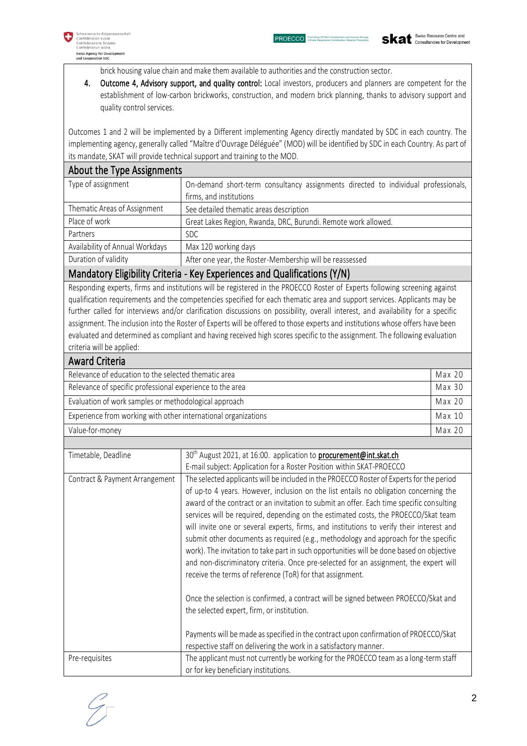brick housing value chain and make them available to authorities and the construction sector.

4. **Outcome 4, Advisory support, and quality control:** Local investors, producers and planners are competent for the establishment of low-carbon brickworks, construction, and modern brick planning, thanks to advisory support and quality control services.

Outcomes 1 and 2 will be implemented by a Different implementing Agency directly mandated by SDC in each country. The implementing agency, generally called "Maître d'Ouvrage Déléguée" (MOD) will be identified by SDC in each Country. As part of its mandate, SKAT will provide technical support and training to the MOD.

## About the Type Assignments

| | |
|---|---|
| Type of assignment | On-demand short-term consultancy assignments directed to individual professionals, firms, and institutions |
| Thematic Areas of Assignment | See detailed thematic areas description |
| Place of work | Great Lakes Region, Rwanda, DRC, Burundi. Remote work allowed. |
| Partners | SDC |
| Availability of Annual Workdays | Max 120 working days |
| Duration of validity | After one year, the Roster-Membership will be reassessed |

## Mandatory Eligibility Criteria - Key Experiences and Qualifications (Y/N)

Responding experts, firms and institutions will be registered in the PROECCO Roster of Experts following screening against qualification requirements and the competencies specified for each thematic area and support services. Applicants may be further called for interviews and/or clarification discussions on possibility, overall interest, and availability for a specific assignment. The inclusion into the Roster of Experts will be offered to those experts and institutions whose offers have been evaluated and determined as compliant and having received high scores specific to the assignment. The following evaluation criteria will be applied:

## Award Criteria

| | |
|---|---|
| Relevance of education to the selected thematic area | Max 20 |
| Relevance of specific professional experience to the area | Max 30 |
| Evaluation of work samples or methodological approach | Max 20 |
| Experience from working with other international organizations | Max 10 |
| Value-for-money | Max 20 |

| | |
|---|---|
| Timetable, Deadline | 30th August 2021, at 16:00. application to **procurement@int.skat.ch**<br>E-mail subject: Application for a Roster Position within SKAT-PROECCO |
| Contract & Payment Arrangement | The selected applicants will be included in the PROECCO Roster of Experts for the period of up-to 4 years. However, inclusion on the list entails no obligation concerning the award of the contract or an invitation to submit an offer. Each time specific consulting services will be required, depending on the estimated costs, the PROECCO/Skat team will invite one or several experts, firms, and institutions to verify their interest and submit other documents as required (e.g., methodology and approach for the specific work). The invitation to take part in such opportunities will be done based on objective and non-discriminatory criteria. Once pre-selected for an assignment, the expert will receive the terms of reference (ToR) for that assignment.<br><br>Once the selection is confirmed, a contract will be signed between PROECCO/Skat and the selected expert, firm, or institution.<br><br>Payments will be made as specified in the contract upon confirmation of PROECCO/Skat respective staff on delivering the work in a satisfactory manner. |
| Pre-requisites | The applicant must not currently be working for the PROECCO team as a long-term staff or for key beneficiary institutions. |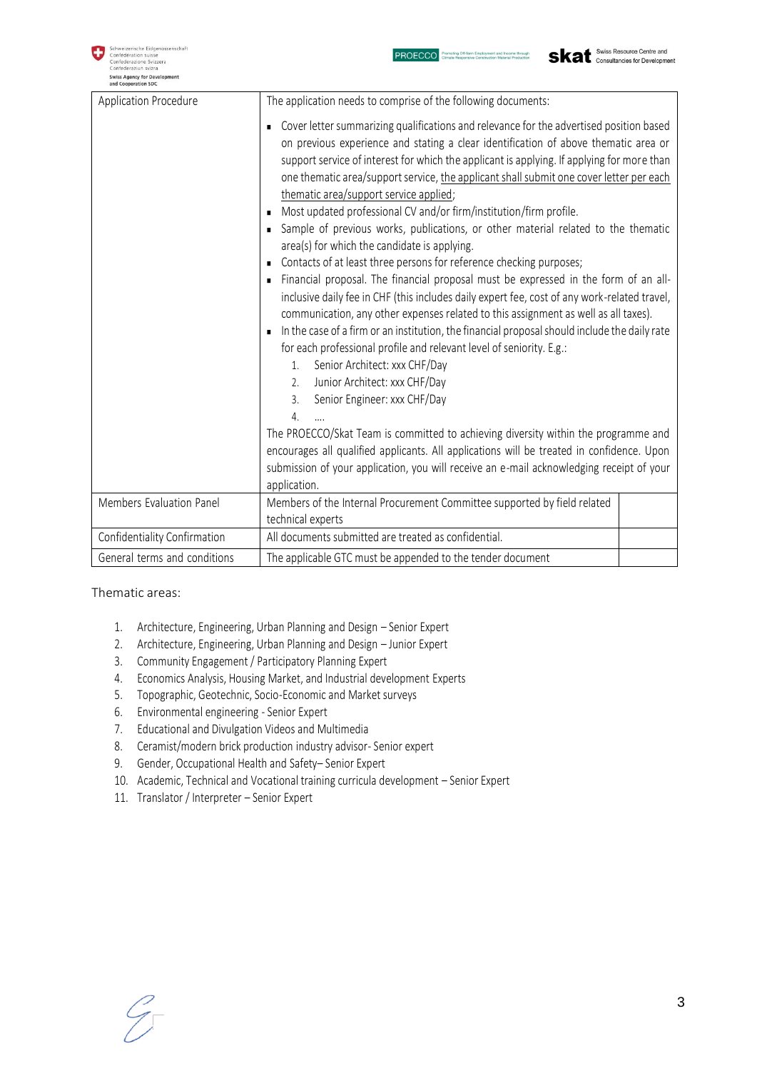| Application Procedure | The application needs to comprise of the following documents:<br><br>▪ Cover letter summarizing qualifications and relevance for the advertised position based on previous experience and stating a clear identification of above thematic area or support service of interest for which the applicant is applying. If applying for more than one thematic area/support service, <u>the applicant shall submit one cover letter per each thematic area/support service applied</u>;<br>▪ Most updated professional CV and/or firm/institution/firm profile.<br>▪ Sample of previous works, publications, or other material related to the thematic area(s) for which the candidate is applying.<br>▪ Contacts of at least three persons for reference checking purposes;<br>▪ Financial proposal. The financial proposal must be expressed in the form of an all-inclusive daily fee in CHF (this includes daily expert fee, cost of any work-related travel, communication, any other expenses related to this assignment as well as all taxes).<br>▪ In the case of a firm or an institution, the financial proposal should include the daily rate for each professional profile and relevant level of seniority. E.g.:<br>1. Senior Architect: xxx CHF/Day<br>2. Junior Architect: xxx CHF/Day<br>3. Senior Engineer: xxx CHF/Day<br>4. ....<br><br>The PROECCO/Skat Team is committed to achieving diversity within the programme and encourages all qualified applicants. All applications will be treated in confidence. Upon submission of your application, you will receive an e-mail acknowledging receipt of your application. | |
|---|---|---|
| Members Evaluation Panel | Members of the Internal Procurement Committee supported by field related technical experts | |
| Confidentiality Confirmation | All documents submitted are treated as confidential. | |
| General terms and conditions | The applicable GTC must be appended to the tender document | |

Thematic areas:

1. Architecture, Engineering, Urban Planning and Design – Senior Expert
2. Architecture, Engineering, Urban Planning and Design – Junior Expert
3. Community Engagement / Participatory Planning Expert
4. Economics Analysis, Housing Market, and Industrial development Experts
5. Topographic, Geotechnic, Socio-Economic and Market surveys
6. Environmental engineering - Senior Expert
7. Educational and Divulgation Videos and Multimedia
8. Ceramist/modern brick production industry advisor- Senior expert
9. Gender, Occupational Health and Safety– Senior Expert
10. Academic, Technical and Vocational training curricula development – Senior Expert
11. Translator / Interpreter – Senior Expert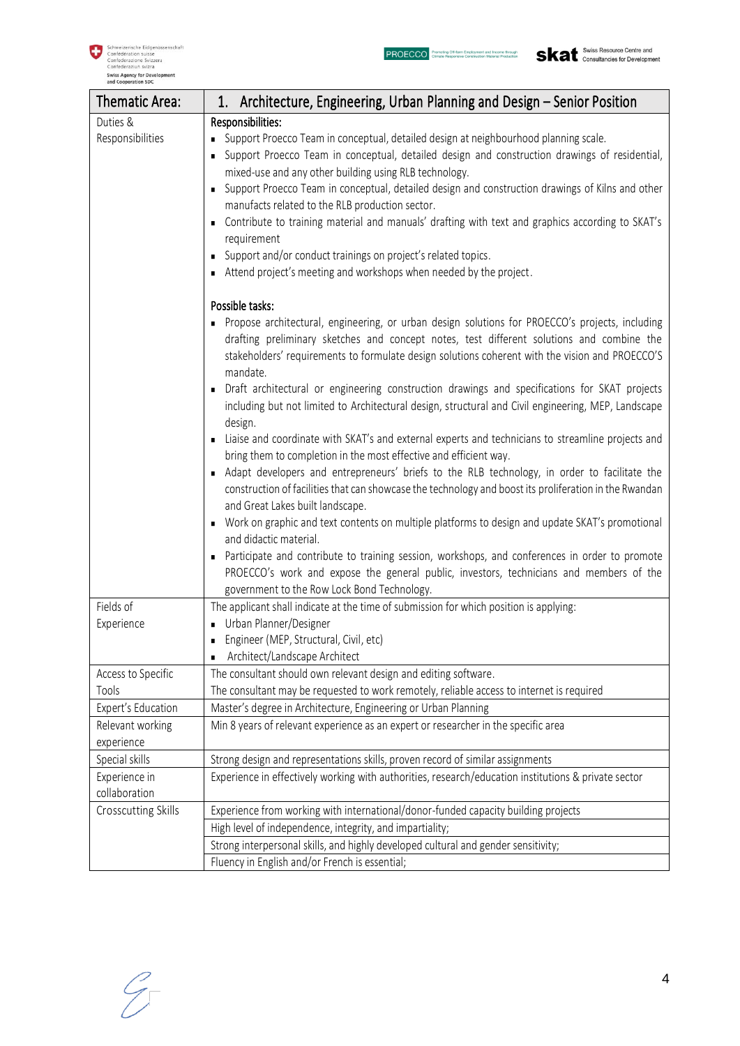| Thematic Area: | 1. Architecture, Engineering, Urban Planning and Design – Senior Position |
|---|---|
| Duties & Responsibilities | **Responsibilities:**<br>▪ Support Proecco Team in conceptual, detailed design at neighbourhood planning scale.<br>▪ Support Proecco Team in conceptual, detailed design and construction drawings of residential, mixed-use and any other building using RLB technology.<br>▪ Support Proecco Team in conceptual, detailed design and construction drawings of Kilns and other manufacts related to the RLB production sector.<br>▪ Contribute to training material and manuals' drafting with text and graphics according to SKAT's requirement<br>▪ Support and/or conduct trainings on project's related topics.<br>▪ Attend project's meeting and workshops when needed by the project.<br><br>**Possible tasks:**<br>▪ Propose architectural, engineering, or urban design solutions for PROECCO's projects, including drafting preliminary sketches and concept notes, test different solutions and combine the stakeholders' requirements to formulate design solutions coherent with the vision and PROECCO'S mandate.<br>▪ Draft architectural or engineering construction drawings and specifications for SKAT projects including but not limited to Architectural design, structural and Civil engineering, MEP, Landscape design.<br>▪ Liaise and coordinate with SKAT's and external experts and technicians to streamline projects and bring them to completion in the most effective and efficient way.<br>▪ Adapt developers and entrepreneurs' briefs to the RLB technology, in order to facilitate the construction of facilities that can showcase the technology and boost its proliferation in the Rwandan and Great Lakes built landscape.<br>▪ Work on graphic and text contents on multiple platforms to design and update SKAT's promotional and didactic material.<br>▪ Participate and contribute to training session, workshops, and conferences in order to promote PROECCO's work and expose the general public, investors, technicians and members of the government to the Row Lock Bond Technology. |
| Fields of Experience | The applicant shall indicate at the time of submission for which position is applying:<br>▪ Urban Planner/Designer<br>▪ Engineer (MEP, Structural, Civil, etc)<br>▪ Architect/Landscape Architect |
| Access to Specific Tools | The consultant should own relevant design and editing software.<br>The consultant may be requested to work remotely, reliable access to internet is required |
| Expert's Education | Master's degree in Architecture, Engineering or Urban Planning |
| Relevant working experience | Min 8 years of relevant experience as an expert or researcher in the specific area |
| Special skills | Strong design and representations skills, proven record of similar assignments |
| Experience in collaboration | Experience in effectively working with authorities, research/education institutions & private sector |
| Crosscutting Skills | Experience from working with international/donor-funded capacity building projects |
| | High level of independence, integrity, and impartiality; |
| | Strong interpersonal skills, and highly developed cultural and gender sensitivity; |
| | Fluency in English and/or French is essential; |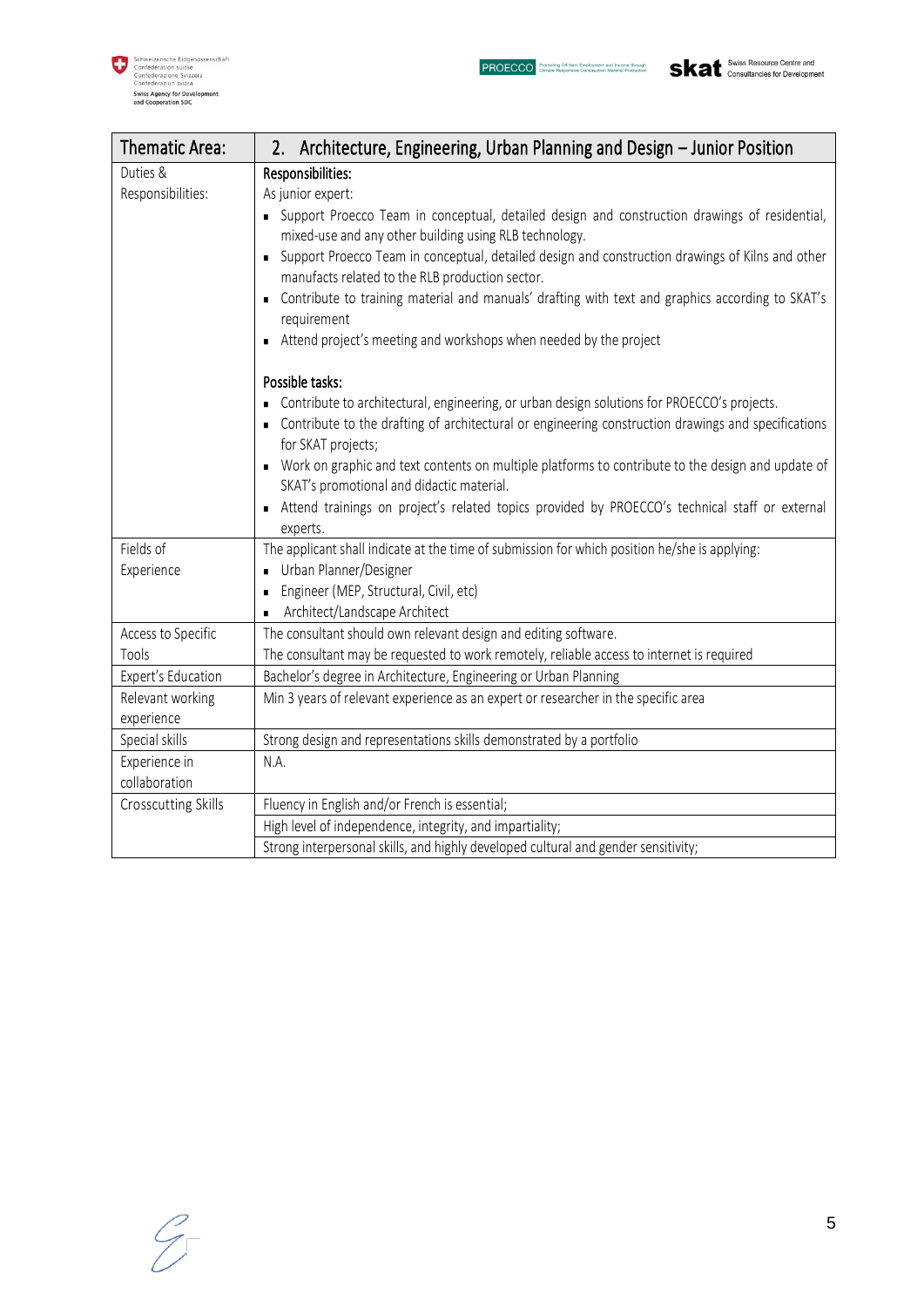| Thematic Area: | 2. Architecture, Engineering, Urban Planning and Design – Junior Position |
|---|---|
| Duties & Responsibilities: | **Responsibilities:**<br>As junior expert:<br>▪ Support Proecco Team in conceptual, detailed design and construction drawings of residential, mixed-use and any other building using RLB technology.<br>▪ Support Proecco Team in conceptual, detailed design and construction drawings of Kilns and other manufacts related to the RLB production sector.<br>▪ Contribute to training material and manuals' drafting with text and graphics according to SKAT's requirement<br>▪ Attend project's meeting and workshops when needed by the project<br><br>**Possible tasks:**<br>▪ Contribute to architectural, engineering, or urban design solutions for PROECCO's projects.<br>▪ Contribute to the drafting of architectural or engineering construction drawings and specifications for SKAT projects;<br>▪ Work on graphic and text contents on multiple platforms to contribute to the design and update of SKAT's promotional and didactic material.<br>▪ Attend trainings on project's related topics provided by PROECCO's technical staff or external experts. |
| Fields of Experience | The applicant shall indicate at the time of submission for which position he/she is applying:<br>▪ Urban Planner/Designer<br>▪ Engineer (MEP, Structural, Civil, etc)<br>▪ Architect/Landscape Architect |
| Access to Specific Tools | The consultant should own relevant design and editing software.<br>The consultant may be requested to work remotely, reliable access to internet is required |
| Expert's Education | Bachelor's degree in Architecture, Engineering or Urban Planning |
| Relevant working experience | Min 3 years of relevant experience as an expert or researcher in the specific area |
| Special skills | Strong design and representations skills demonstrated by a portfolio |
| Experience in collaboration | N.A. |
| Crosscutting Skills | Fluency in English and/or French is essential; |
| | High level of independence, integrity, and impartiality; |
| | Strong interpersonal skills, and highly developed cultural and gender sensitivity; |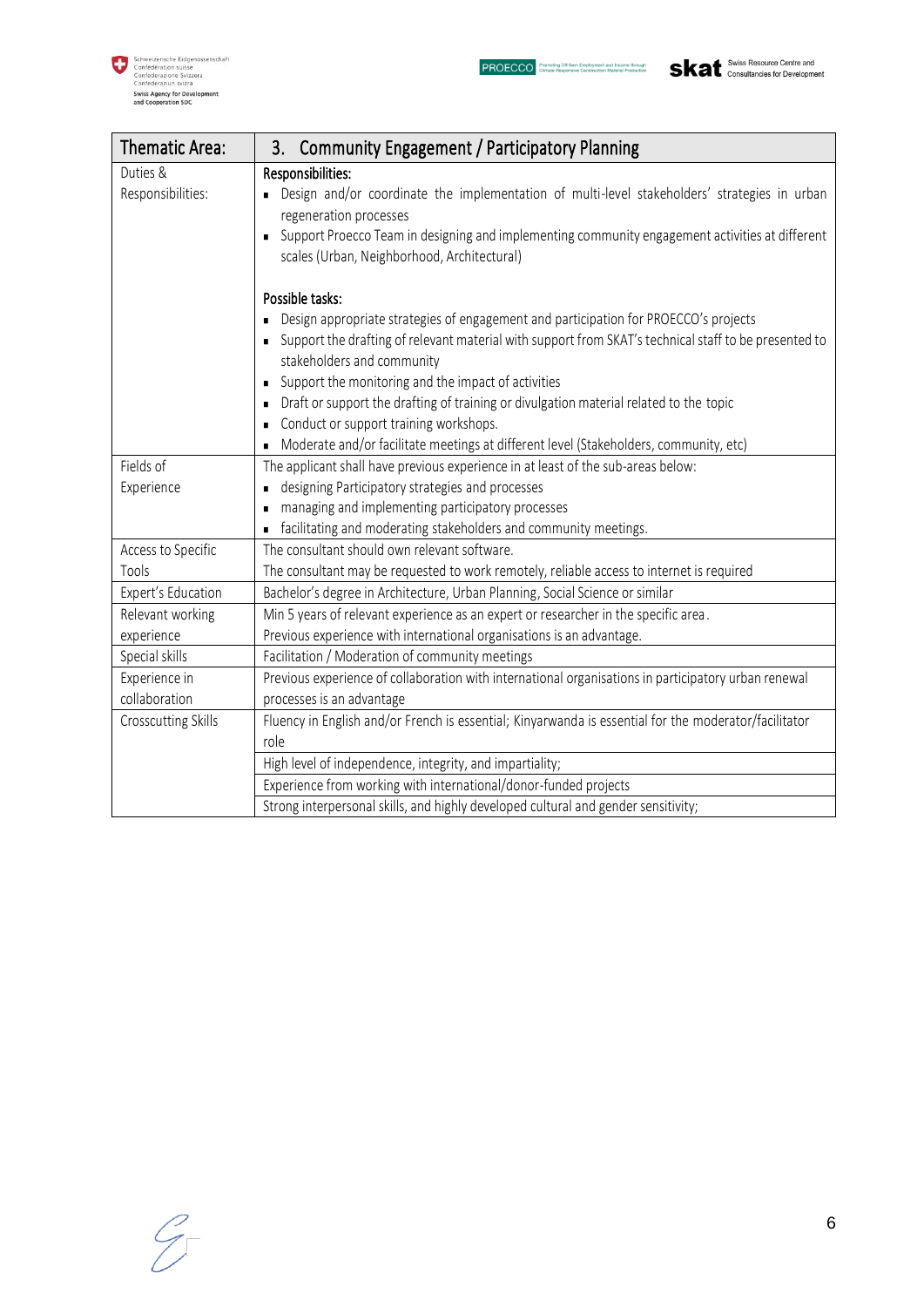| Thematic Area: | 3. Community Engagement / Participatory Planning |
|---|---|
| Duties & Responsibilities: | **Responsibilities:**<br>▪ Design and/or coordinate the implementation of multi-level stakeholders' strategies in urban regeneration processes<br>▪ Support Proecco Team in designing and implementing community engagement activities at different scales (Urban, Neighborhood, Architectural)<br><br>**Possible tasks:**<br>▪ Design appropriate strategies of engagement and participation for PROECCO's projects<br>▪ Support the drafting of relevant material with support from SKAT's technical staff to be presented to stakeholders and community<br>▪ Support the monitoring and the impact of activities<br>▪ Draft or support the drafting of training or divulgation material related to the topic<br>▪ Conduct or support training workshops.<br>▪ Moderate and/or facilitate meetings at different level (Stakeholders, community, etc) |
| Fields of Experience | The applicant shall have previous experience in at least of the sub-areas below:<br>▪ designing Participatory strategies and processes<br>▪ managing and implementing participatory processes<br>▪ facilitating and moderating stakeholders and community meetings. |
| Access to Specific Tools | The consultant should own relevant software.<br>The consultant may be requested to work remotely, reliable access to internet is required |
| Expert's Education | Bachelor's degree in Architecture, Urban Planning, Social Science or similar |
| Relevant working experience | Min 5 years of relevant experience as an expert or researcher in the specific area.<br>Previous experience with international organisations is an advantage. |
| Special skills | Facilitation / Moderation of community meetings |
| Experience in collaboration | Previous experience of collaboration with international organisations in participatory urban renewal processes is an advantage |
| Crosscutting Skills | Fluency in English and/or French is essential; Kinyarwanda is essential for the moderator/facilitator role |
| | High level of independence, integrity, and impartiality; |
| | Experience from working with international/donor-funded projects |
| | Strong interpersonal skills, and highly developed cultural and gender sensitivity; |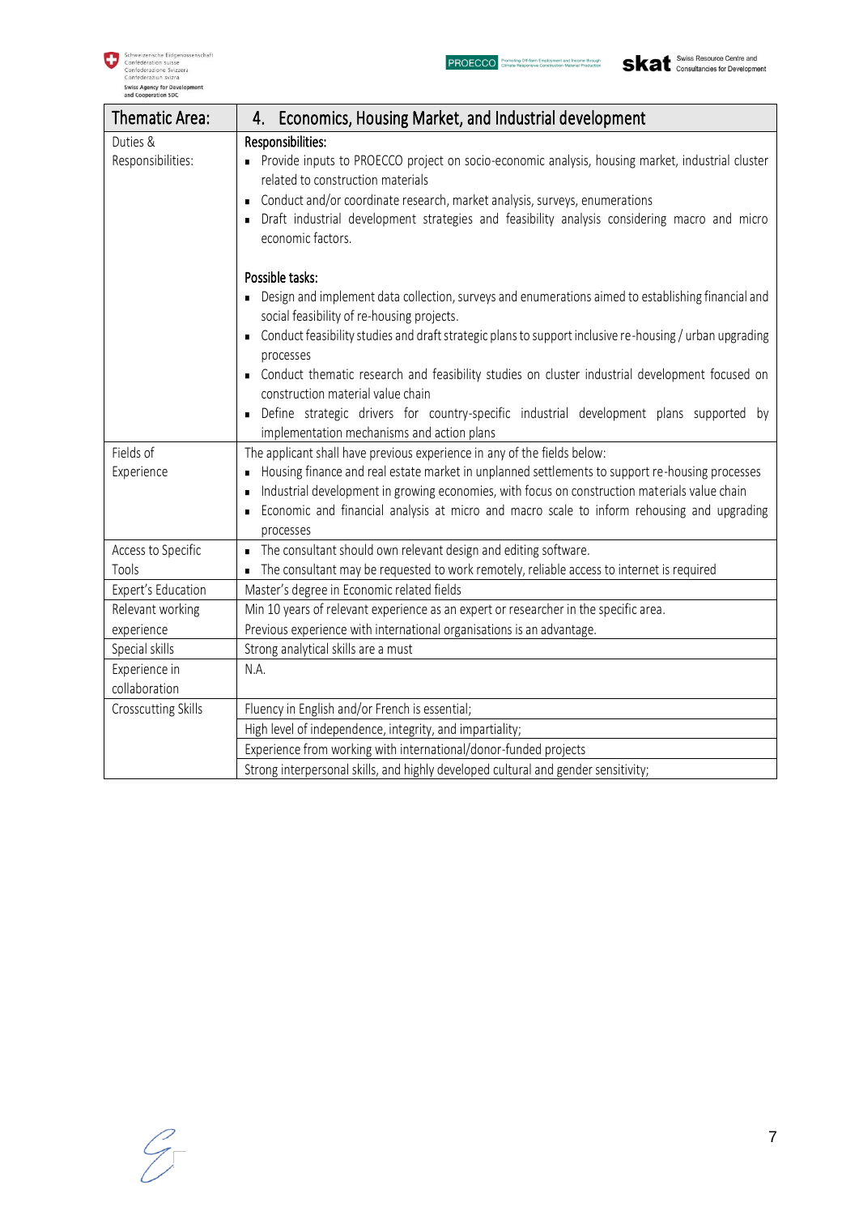| Thematic Area: | 4. Economics, Housing Market, and Industrial development |
|---|---|
| Duties & Responsibilities: | **Responsibilities:**<br>▪ Provide inputs to PROECCO project on socio-economic analysis, housing market, industrial cluster related to construction materials<br>▪ Conduct and/or coordinate research, market analysis, surveys, enumerations<br>▪ Draft industrial development strategies and feasibility analysis considering macro and micro economic factors.<br><br>**Possible tasks:**<br>▪ Design and implement data collection, surveys and enumerations aimed to establishing financial and social feasibility of re-housing projects.<br>▪ Conduct feasibility studies and draft strategic plans to support inclusive re-housing / urban upgrading processes<br>▪ Conduct thematic research and feasibility studies on cluster industrial development focused on construction material value chain<br>▪ Define strategic drivers for country-specific industrial development plans supported by implementation mechanisms and action plans |
| Fields of Experience | The applicant shall have previous experience in any of the fields below:<br>▪ Housing finance and real estate market in unplanned settlements to support re-housing processes<br>▪ Industrial development in growing economies, with focus on construction materials value chain<br>▪ Economic and financial analysis at micro and macro scale to inform rehousing and upgrading processes |
| Access to Specific Tools | ▪ The consultant should own relevant design and editing software.<br>▪ The consultant may be requested to work remotely, reliable access to internet is required |
| Expert's Education | Master's degree in Economic related fields |
| Relevant working experience | Min 10 years of relevant experience as an expert or researcher in the specific area.<br>Previous experience with international organisations is an advantage. |
| Special skills | Strong analytical skills are a must |
| Experience in collaboration | N.A. |
| Crosscutting Skills | Fluency in English and/or French is essential; |
| | High level of independence, integrity, and impartiality; |
| | Experience from working with international/donor-funded projects |
| | Strong interpersonal skills, and highly developed cultural and gender sensitivity; |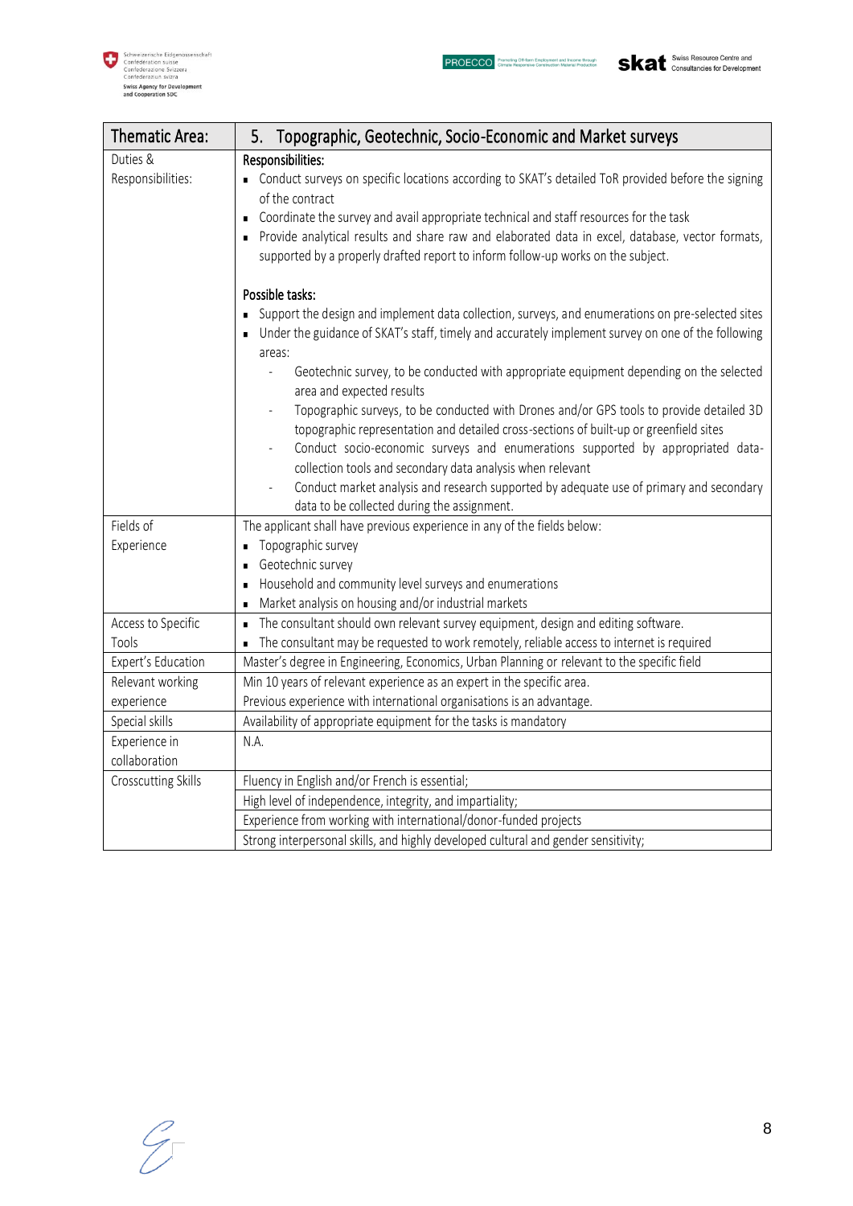| Thematic Area: | 5. Topographic, Geotechnic, Socio-Economic and Market surveys |
|---|---|
| Duties & Responsibilities: | **Responsibilities:**<br>▪ Conduct surveys on specific locations according to SKAT's detailed ToR provided before the signing of the contract<br>▪ Coordinate the survey and avail appropriate technical and staff resources for the task<br>▪ Provide analytical results and share raw and elaborated data in excel, database, vector formats, supported by a properly drafted report to inform follow-up works on the subject.<br><br>**Possible tasks:**<br>▪ Support the design and implement data collection, surveys, and enumerations on pre-selected sites<br>▪ Under the guidance of SKAT's staff, timely and accurately implement survey on one of the following areas:<br>- Geotechnic survey, to be conducted with appropriate equipment depending on the selected area and expected results<br>- Topographic surveys, to be conducted with Drones and/or GPS tools to provide detailed 3D topographic representation and detailed cross-sections of built-up or greenfield sites<br>- Conduct socio-economic surveys and enumerations supported by appropriated data-collection tools and secondary data analysis when relevant<br>- Conduct market analysis and research supported by adequate use of primary and secondary data to be collected during the assignment. |
| Fields of Experience | The applicant shall have previous experience in any of the fields below:<br>▪ Topographic survey<br>▪ Geotechnic survey<br>▪ Household and community level surveys and enumerations<br>▪ Market analysis on housing and/or industrial markets |
| Access to Specific Tools | ▪ The consultant should own relevant survey equipment, design and editing software.<br>▪ The consultant may be requested to work remotely, reliable access to internet is required |
| Expert's Education | Master's degree in Engineering, Economics, Urban Planning or relevant to the specific field |
| Relevant working experience | Min 10 years of relevant experience as an expert in the specific area.<br>Previous experience with international organisations is an advantage. |
| Special skills | Availability of appropriate equipment for the tasks is mandatory |
| Experience in collaboration | N.A. |
| Crosscutting Skills | Fluency in English and/or French is essential; |
| | High level of independence, integrity, and impartiality; |
| | Experience from working with international/donor-funded projects |
| | Strong interpersonal skills, and highly developed cultural and gender sensitivity; |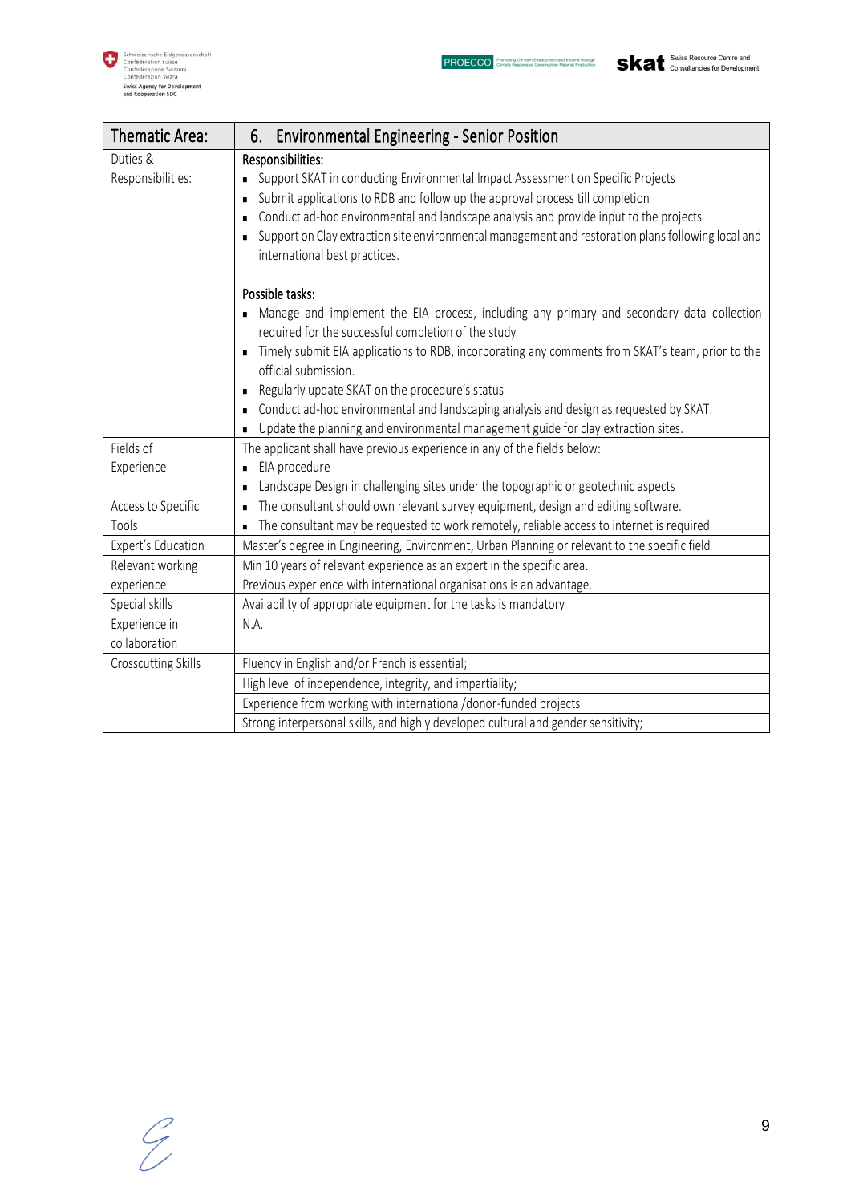| Thematic Area: | 6. Environmental Engineering - Senior Position |
|---|---|
| Duties & Responsibilities: | **Responsibilities:**<br>▪ Support SKAT in conducting Environmental Impact Assessment on Specific Projects<br>▪ Submit applications to RDB and follow up the approval process till completion<br>▪ Conduct ad-hoc environmental and landscape analysis and provide input to the projects<br>▪ Support on Clay extraction site environmental management and restoration plans following local and international best practices.<br><br>**Possible tasks:**<br>▪ Manage and implement the EIA process, including any primary and secondary data collection required for the successful completion of the study<br>▪ Timely submit EIA applications to RDB, incorporating any comments from SKAT's team, prior to the official submission.<br>▪ Regularly update SKAT on the procedure's status<br>▪ Conduct ad-hoc environmental and landscaping analysis and design as requested by SKAT.<br>▪ Update the planning and environmental management guide for clay extraction sites. |
| Fields of Experience | The applicant shall have previous experience in any of the fields below:<br>▪ EIA procedure<br>▪ Landscape Design in challenging sites under the topographic or geotechnic aspects |
| Access to Specific Tools | ▪ The consultant should own relevant survey equipment, design and editing software.<br>▪ The consultant may be requested to work remotely, reliable access to internet is required |
| Expert's Education | Master's degree in Engineering, Environment, Urban Planning or relevant to the specific field |
| Relevant working experience | Min 10 years of relevant experience as an expert in the specific area.<br>Previous experience with international organisations is an advantage. |
| Special skills | Availability of appropriate equipment for the tasks is mandatory |
| Experience in collaboration | N.A. |
| Crosscutting Skills | Fluency in English and/or French is essential; |
| | High level of independence, integrity, and impartiality; |
| | Experience from working with international/donor-funded projects |
| | Strong interpersonal skills, and highly developed cultural and gender sensitivity; |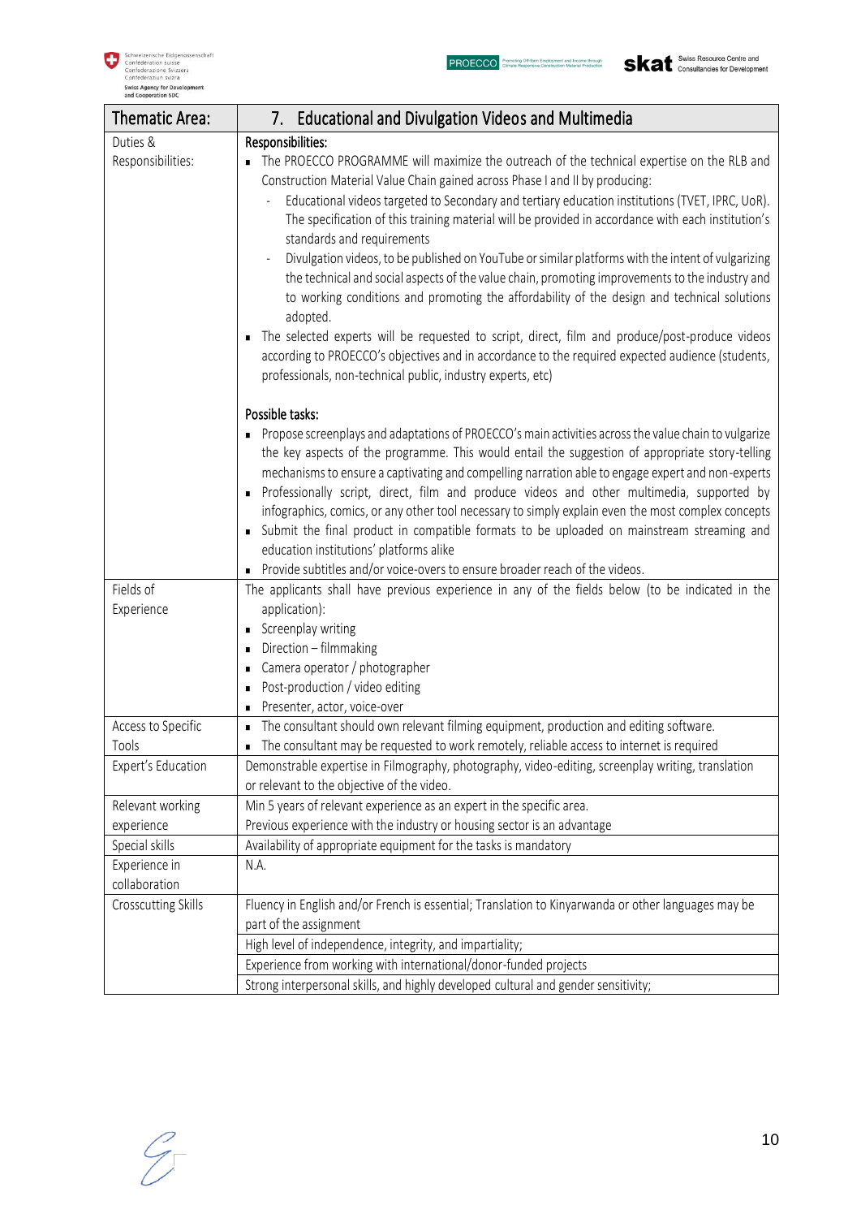| Thematic Area: | 7. Educational and Divulgation Videos and Multimedia |
|---|---|
| Duties & Responsibilities: | **Responsibilities:**<br>▪ The PROECCO PROGRAMME will maximize the outreach of the technical expertise on the RLB and Construction Material Value Chain gained across Phase I and II by producing:<br>- Educational videos targeted to Secondary and tertiary education institutions (TVET, IPRC, UoR). The specification of this training material will be provided in accordance with each institution's standards and requirements<br>- Divulgation videos, to be published on YouTube or similar platforms with the intent of vulgarizing the technical and social aspects of the value chain, promoting improvements to the industry and to working conditions and promoting the affordability of the design and technical solutions adopted.<br>▪ The selected experts will be requested to script, direct, film and produce/post-produce videos according to PROECCO's objectives and in accordance to the required expected audience (students, professionals, non-technical public, industry experts, etc)<br><br>**Possible tasks:**<br>▪ Propose screenplays and adaptations of PROECCO's main activities across the value chain to vulgarize the key aspects of the programme. This would entail the suggestion of appropriate story-telling mechanisms to ensure a captivating and compelling narration able to engage expert and non-experts<br>▪ Professionally script, direct, film and produce videos and other multimedia, supported by infographics, comics, or any other tool necessary to simply explain even the most complex concepts<br>▪ Submit the final product in compatible formats to be uploaded on mainstream streaming and education institutions' platforms alike<br>▪ Provide subtitles and/or voice-overs to ensure broader reach of the videos. |
| Fields of Experience | The applicants shall have previous experience in any of the fields below (to be indicated in the application):<br>▪ Screenplay writing<br>▪ Direction – filmmaking<br>▪ Camera operator / photographer<br>▪ Post-production / video editing<br>▪ Presenter, actor, voice-over |
| Access to Specific Tools | ▪ The consultant should own relevant filming equipment, production and editing software.<br>▪ The consultant may be requested to work remotely, reliable access to internet is required |
| Expert's Education | Demonstrable expertise in Filmography, photography, video-editing, screenplay writing, translation or relevant to the objective of the video. |
| Relevant working experience | Min 5 years of relevant experience as an expert in the specific area.<br>Previous experience with the industry or housing sector is an advantage |
| Special skills | Availability of appropriate equipment for the tasks is mandatory |
| Experience in collaboration | N.A. |
| Crosscutting Skills | Fluency in English and/or French is essential; Translation to Kinyarwanda or other languages may be part of the assignment |
| | High level of independence, integrity, and impartiality; |
| | Experience from working with international/donor-funded projects |
| | Strong interpersonal skills, and highly developed cultural and gender sensitivity; |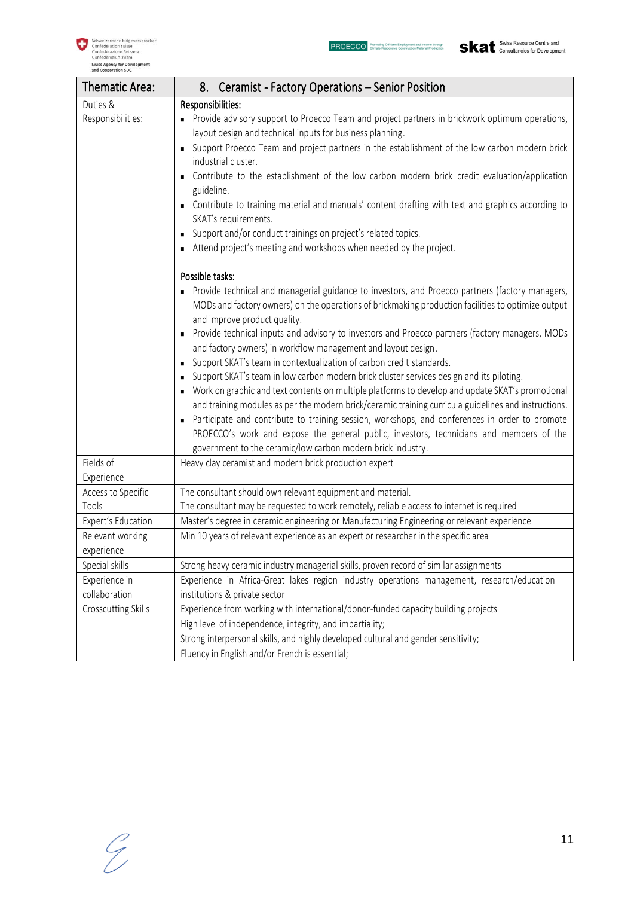| Thematic Area: | 8. Ceramist - Factory Operations – Senior Position |
|---|---|
| Duties & Responsibilities: | **Responsibilities:**<br>▪ Provide advisory support to Proecco Team and project partners in brickwork optimum operations, layout design and technical inputs for business planning.<br>▪ Support Proecco Team and project partners in the establishment of the low carbon modern brick industrial cluster.<br>▪ Contribute to the establishment of the low carbon modern brick credit evaluation/application guideline.<br>▪ Contribute to training material and manuals' content drafting with text and graphics according to SKAT's requirements.<br>▪ Support and/or conduct trainings on project's related topics.<br>▪ Attend project's meeting and workshops when needed by the project.<br><br>**Possible tasks:**<br>▪ Provide technical and managerial guidance to investors, and Proecco partners (factory managers, MODs and factory owners) on the operations of brickmaking production facilities to optimize output and improve product quality.<br>▪ Provide technical inputs and advisory to investors and Proecco partners (factory managers, MODs and factory owners) in workflow management and layout design.<br>▪ Support SKAT's team in contextualization of carbon credit standards.<br>▪ Support SKAT's team in low carbon modern brick cluster services design and its piloting.<br>▪ Work on graphic and text contents on multiple platforms to develop and update SKAT's promotional and training modules as per the modern brick/ceramic training curricula guidelines and instructions.<br>▪ Participate and contribute to training session, workshops, and conferences in order to promote PROECCO's work and expose the general public, investors, technicians and members of the government to the ceramic/low carbon modern brick industry. |
| Fields of Experience | Heavy clay ceramist and modern brick production expert |
| Access to Specific Tools | The consultant should own relevant equipment and material.<br>The consultant may be requested to work remotely, reliable access to internet is required |
| Expert's Education | Master's degree in ceramic engineering or Manufacturing Engineering or relevant experience |
| Relevant working experience | Min 10 years of relevant experience as an expert or researcher in the specific area |
| Special skills | Strong heavy ceramic industry managerial skills, proven record of similar assignments |
| Experience in collaboration | Experience in Africa-Great lakes region industry operations management, research/education institutions & private sector |
| Crosscutting Skills | Experience from working with international/donor-funded capacity building projects |
| | High level of independence, integrity, and impartiality; |
| | Strong interpersonal skills, and highly developed cultural and gender sensitivity; |
| | Fluency in English and/or French is essential; |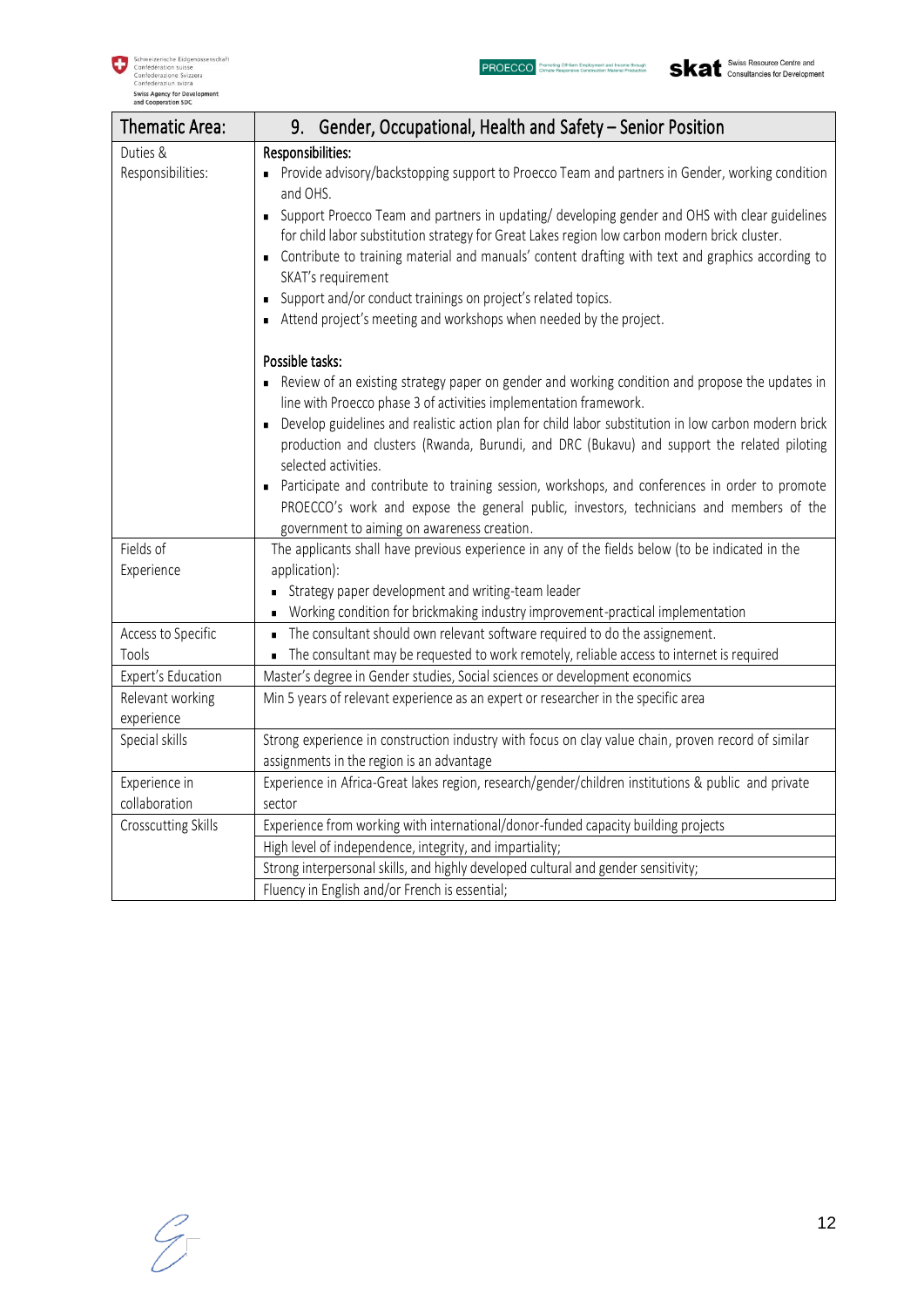| Thematic Area: | 9. Gender, Occupational, Health and Safety – Senior Position |
|---|---|
| Duties & Responsibilities: | **Responsibilities:**<br>▪ Provide advisory/backstopping support to Proecco Team and partners in Gender, working condition and OHS.<br>▪ Support Proecco Team and partners in updating/ developing gender and OHS with clear guidelines for child labor substitution strategy for Great Lakes region low carbon modern brick cluster.<br>▪ Contribute to training material and manuals' content drafting with text and graphics according to SKAT's requirement<br>▪ Support and/or conduct trainings on project's related topics.<br>▪ Attend project's meeting and workshops when needed by the project.<br><br>**Possible tasks:**<br>▪ Review of an existing strategy paper on gender and working condition and propose the updates in line with Proecco phase 3 of activities implementation framework.<br>▪ Develop guidelines and realistic action plan for child labor substitution in low carbon modern brick production and clusters (Rwanda, Burundi, and DRC (Bukavu) and support the related piloting selected activities.<br>▪ Participate and contribute to training session, workshops, and conferences in order to promote PROECCO's work and expose the general public, investors, technicians and members of the government to aiming on awareness creation. |
| Fields of Experience | The applicants shall have previous experience in any of the fields below (to be indicated in the application):<br>▪ Strategy paper development and writing-team leader<br>▪ Working condition for brickmaking industry improvement-practical implementation |
| Access to Specific Tools | ▪ The consultant should own relevant software required to do the assignement.<br>▪ The consultant may be requested to work remotely, reliable access to internet is required |
| Expert's Education | Master's degree in Gender studies, Social sciences or development economics |
| Relevant working experience | Min 5 years of relevant experience as an expert or researcher in the specific area |
| Special skills | Strong experience in construction industry with focus on clay value chain, proven record of similar assignments in the region is an advantage |
| Experience in collaboration | Experience in Africa-Great lakes region, research/gender/children institutions & public and private sector |
| Crosscutting Skills | Experience from working with international/donor-funded capacity building projects |
| | High level of independence, integrity, and impartiality; |
| | Strong interpersonal skills, and highly developed cultural and gender sensitivity; |
| | Fluency in English and/or French is essential; |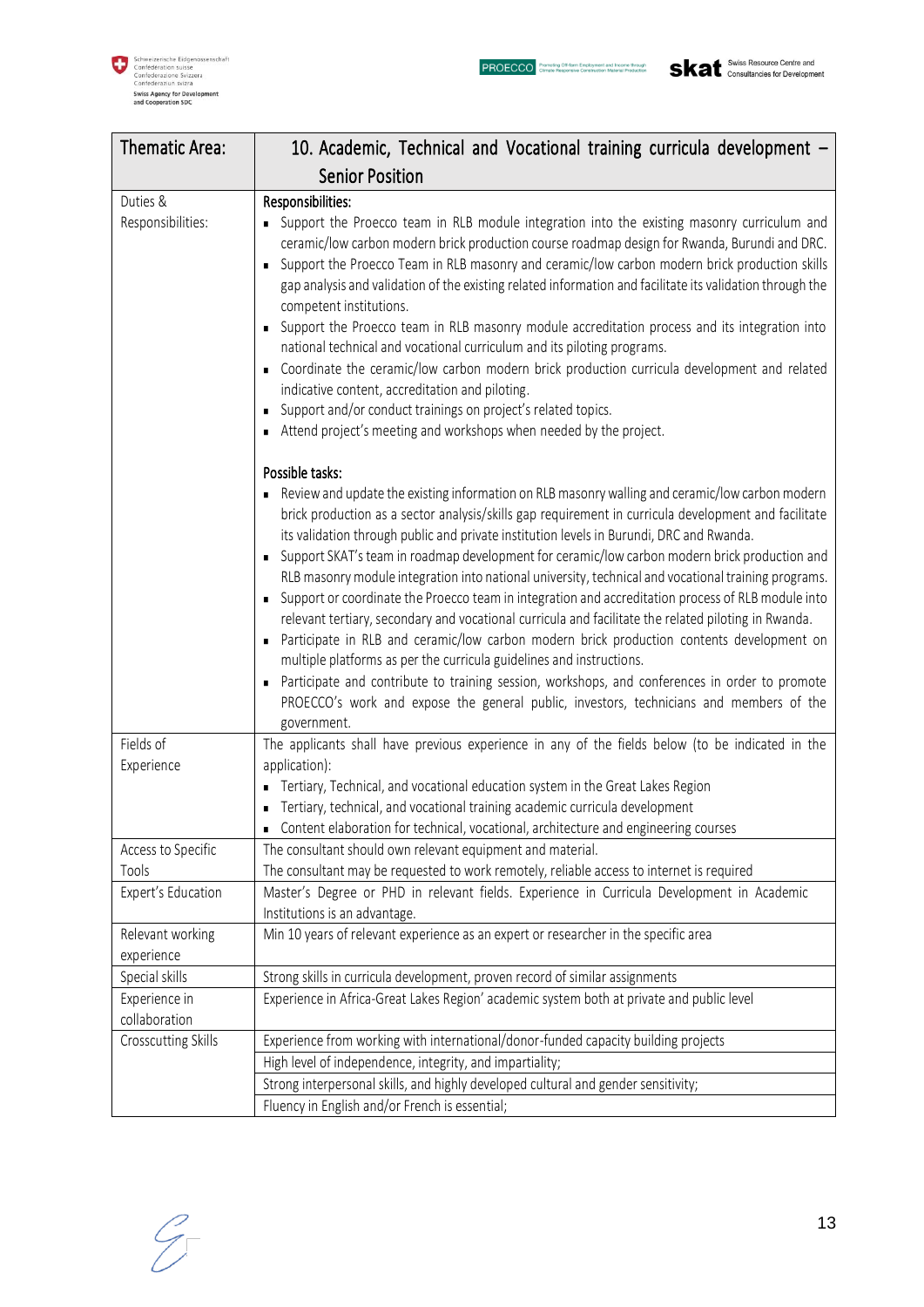| Thematic Area: | 10. Academic, Technical and Vocational training curricula development – Senior Position |
|---|---|
| Duties & Responsibilities: | **Responsibilities:**<br>▪ Support the Proecco team in RLB module integration into the existing masonry curriculum and ceramic/low carbon modern brick production course roadmap design for Rwanda, Burundi and DRC.<br>▪ Support the Proecco Team in RLB masonry and ceramic/low carbon modern brick production skills gap analysis and validation of the existing related information and facilitate its validation through the competent institutions.<br>▪ Support the Proecco team in RLB masonry module accreditation process and its integration into national technical and vocational curriculum and its piloting programs.<br>▪ Coordinate the ceramic/low carbon modern brick production curricula development and related indicative content, accreditation and piloting.<br>▪ Support and/or conduct trainings on project's related topics.<br>▪ Attend project's meeting and workshops when needed by the project.<br><br>**Possible tasks:**<br>▪ Review and update the existing information on RLB masonry walling and ceramic/low carbon modern brick production as a sector analysis/skills gap requirement in curricula development and facilitate its validation through public and private institution levels in Burundi, DRC and Rwanda.<br>▪ Support SKAT's team in roadmap development for ceramic/low carbon modern brick production and RLB masonry module integration into national university, technical and vocational training programs.<br>▪ Support or coordinate the Proecco team in integration and accreditation process of RLB module into relevant tertiary, secondary and vocational curricula and facilitate the related piloting in Rwanda.<br>▪ Participate in RLB and ceramic/low carbon modern brick production contents development on multiple platforms as per the curricula guidelines and instructions.<br>▪ Participate and contribute to training session, workshops, and conferences in order to promote PROECCO's work and expose the general public, investors, technicians and members of the government. |
| Fields of Experience | The applicants shall have previous experience in any of the fields below (to be indicated in the application):<br>▪ Tertiary, Technical, and vocational education system in the Great Lakes Region<br>▪ Tertiary, technical, and vocational training academic curricula development<br>▪ Content elaboration for technical, vocational, architecture and engineering courses |
| Access to Specific Tools | The consultant should own relevant equipment and material.<br>The consultant may be requested to work remotely, reliable access to internet is required |
| Expert's Education | Master's Degree or PHD in relevant fields. Experience in Curricula Development in Academic Institutions is an advantage. |
| Relevant working experience | Min 10 years of relevant experience as an expert or researcher in the specific area |
| Special skills | Strong skills in curricula development, proven record of similar assignments |
| Experience in collaboration | Experience in Africa-Great Lakes Region' academic system both at private and public level |
| Crosscutting Skills | Experience from working with international/donor-funded capacity building projects |
| | High level of independence, integrity, and impartiality; |
| | Strong interpersonal skills, and highly developed cultural and gender sensitivity; |
| | Fluency in English and/or French is essential; |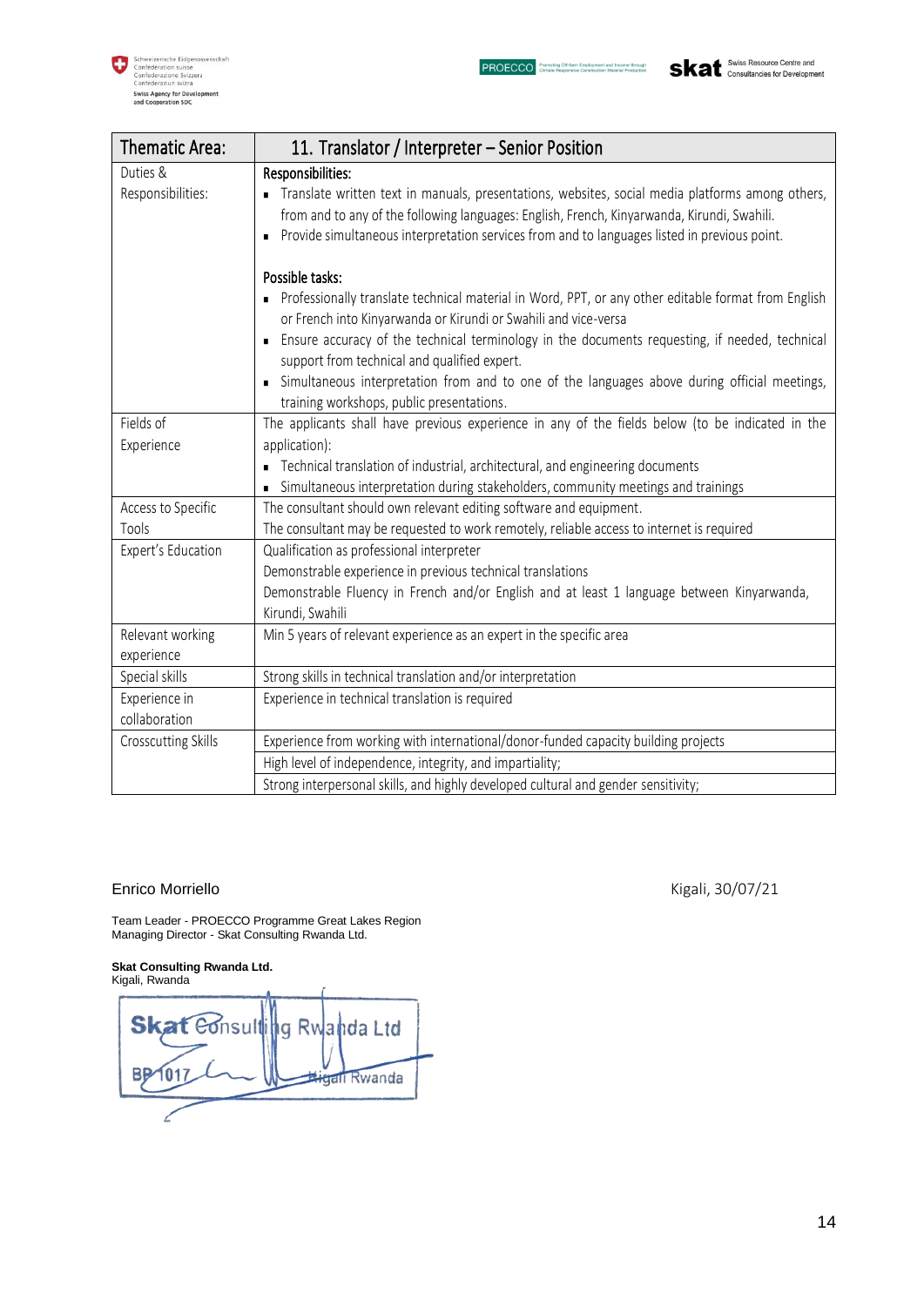| Thematic Area: | 11. Translator / Interpreter – Senior Position |
|---|---|
| Duties & Responsibilities: | **Responsibilities:**<br>▪ Translate written text in manuals, presentations, websites, social media platforms among others, from and to any of the following languages: English, French, Kinyarwanda, Kirundi, Swahili.<br>▪ Provide simultaneous interpretation services from and to languages listed in previous point.<br><br>**Possible tasks:**<br>▪ Professionally translate technical material in Word, PPT, or any other editable format from English or French into Kinyarwanda or Kirundi or Swahili and vice-versa<br>▪ Ensure accuracy of the technical terminology in the documents requesting, if needed, technical support from technical and qualified expert.<br>▪ Simultaneous interpretation from and to one of the languages above during official meetings, training workshops, public presentations. |
| Fields of Experience | The applicants shall have previous experience in any of the fields below (to be indicated in the application):<br>▪ Technical translation of industrial, architectural, and engineering documents<br>▪ Simultaneous interpretation during stakeholders, community meetings and trainings |
| Access to Specific Tools | The consultant should own relevant editing software and equipment.<br>The consultant may be requested to work remotely, reliable access to internet is required |
| Expert's Education | Qualification as professional interpreter<br>Demonstrable experience in previous technical translations<br>Demonstrable Fluency in French and/or English and at least 1 language between Kinyarwanda, Kirundi, Swahili |
| Relevant working experience | Min 5 years of relevant experience as an expert in the specific area |
| Special skills | Strong skills in technical translation and/or interpretation |
| Experience in collaboration | Experience in technical translation is required |
| Crosscutting Skills | Experience from working with international/donor-funded capacity building projects |
| | High level of independence, integrity, and impartiality; |
| | Strong interpersonal skills, and highly developed cultural and gender sensitivity; |

Enrico Morriello

Kigali, 30/07/21

Team Leader - PROECCO Programme Great Lakes Region
Managing Director - Skat Consulting Rwanda Ltd.

**Skat Consulting Rwanda Ltd.**
Kigali, Rwanda

Skat Consulting Rwanda Ltd
BP 1017 Kigali Rwanda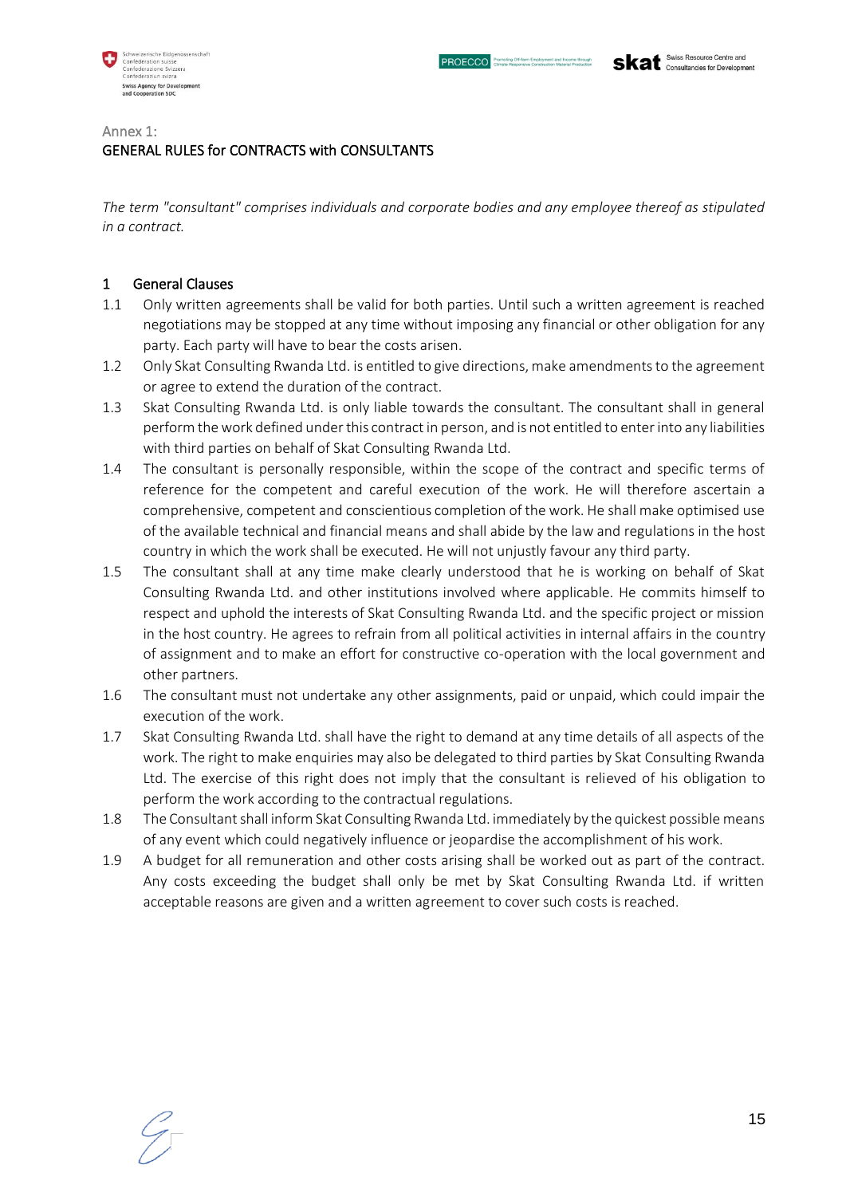Annex 1:

## GENERAL RULES for CONTRACTS with CONSULTANTS

*The term "consultant" comprises individuals and corporate bodies and any employee thereof as stipulated in a contract.*

### 1 General Clauses

1.1 Only written agreements shall be valid for both parties. Until such a written agreement is reached negotiations may be stopped at any time without imposing any financial or other obligation for any party. Each party will have to bear the costs arisen.

1.2 Only Skat Consulting Rwanda Ltd. is entitled to give directions, make amendments to the agreement or agree to extend the duration of the contract.

1.3 Skat Consulting Rwanda Ltd. is only liable towards the consultant. The consultant shall in general perform the work defined under this contract in person, and is not entitled to enter into any liabilities with third parties on behalf of Skat Consulting Rwanda Ltd.

1.4 The consultant is personally responsible, within the scope of the contract and specific terms of reference for the competent and careful execution of the work. He will therefore ascertain a comprehensive, competent and conscientious completion of the work. He shall make optimised use of the available technical and financial means and shall abide by the law and regulations in the host country in which the work shall be executed. He will not unjustly favour any third party.

1.5 The consultant shall at any time make clearly understood that he is working on behalf of Skat Consulting Rwanda Ltd. and other institutions involved where applicable. He commits himself to respect and uphold the interests of Skat Consulting Rwanda Ltd. and the specific project or mission in the host country. He agrees to refrain from all political activities in internal affairs in the country of assignment and to make an effort for constructive co-operation with the local government and other partners.

1.6 The consultant must not undertake any other assignments, paid or unpaid, which could impair the execution of the work.

1.7 Skat Consulting Rwanda Ltd. shall have the right to demand at any time details of all aspects of the work. The right to make enquiries may also be delegated to third parties by Skat Consulting Rwanda Ltd. The exercise of this right does not imply that the consultant is relieved of his obligation to perform the work according to the contractual regulations.

1.8 The Consultant shall inform Skat Consulting Rwanda Ltd. immediately by the quickest possible means of any event which could negatively influence or jeopardise the accomplishment of his work.

1.9 A budget for all remuneration and other costs arising shall be worked out as part of the contract. Any costs exceeding the budget shall only be met by Skat Consulting Rwanda Ltd. if written acceptable reasons are given and a written agreement to cover such costs is reached.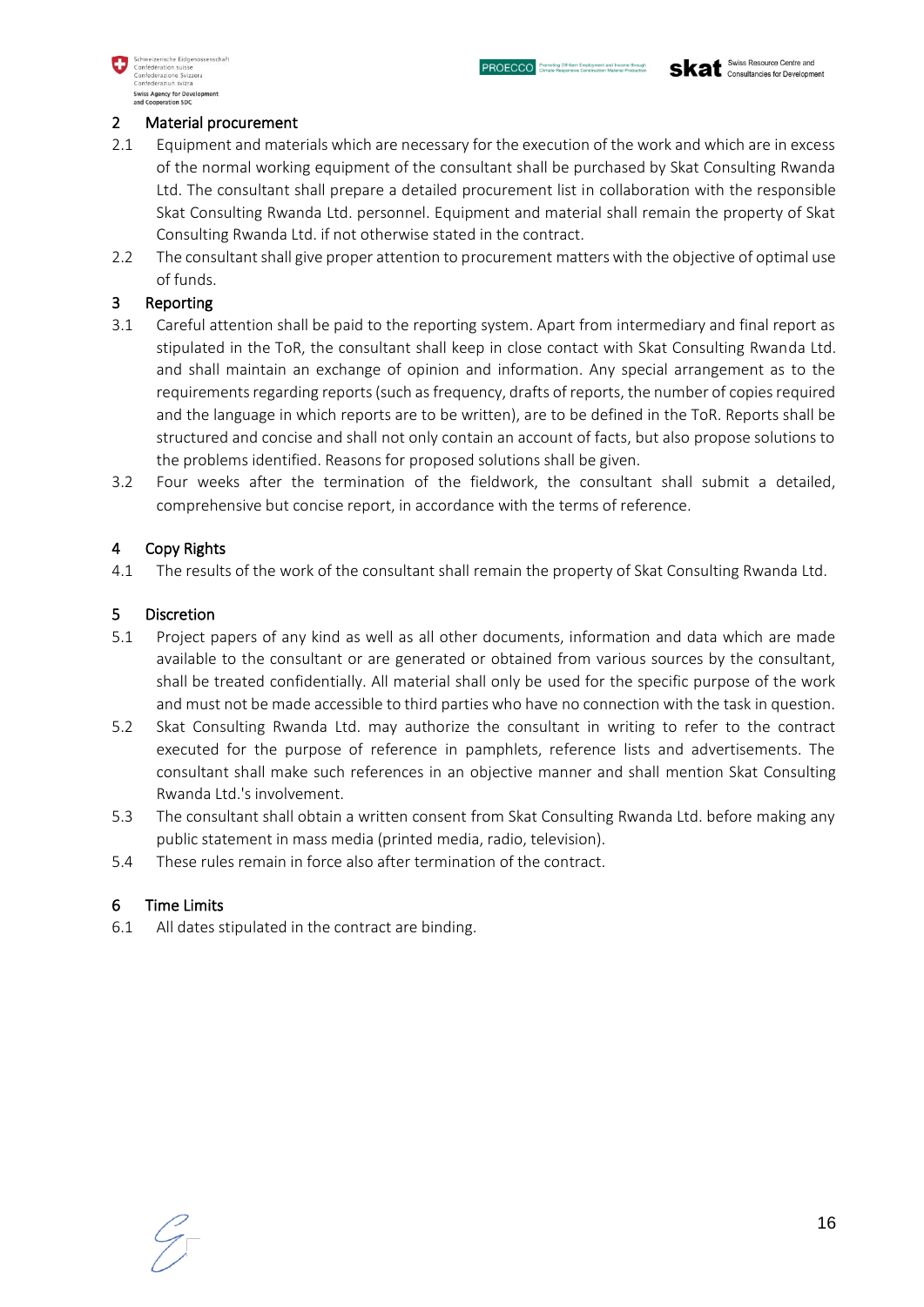## 2 Material procurement

2.1 Equipment and materials which are necessary for the execution of the work and which are in excess of the normal working equipment of the consultant shall be purchased by Skat Consulting Rwanda Ltd. The consultant shall prepare a detailed procurement list in collaboration with the responsible Skat Consulting Rwanda Ltd. personnel. Equipment and material shall remain the property of Skat Consulting Rwanda Ltd. if not otherwise stated in the contract.

2.2 The consultant shall give proper attention to procurement matters with the objective of optimal use of funds.

## 3 Reporting

3.1 Careful attention shall be paid to the reporting system. Apart from intermediary and final report as stipulated in the ToR, the consultant shall keep in close contact with Skat Consulting Rwanda Ltd. and shall maintain an exchange of opinion and information. Any special arrangement as to the requirements regarding reports (such as frequency, drafts of reports, the number of copies required and the language in which reports are to be written), are to be defined in the ToR. Reports shall be structured and concise and shall not only contain an account of facts, but also propose solutions to the problems identified. Reasons for proposed solutions shall be given.

3.2 Four weeks after the termination of the fieldwork, the consultant shall submit a detailed, comprehensive but concise report, in accordance with the terms of reference.

## 4 Copy Rights

4.1 The results of the work of the consultant shall remain the property of Skat Consulting Rwanda Ltd.

## 5 Discretion

5.1 Project papers of any kind as well as all other documents, information and data which are made available to the consultant or are generated or obtained from various sources by the consultant, shall be treated confidentially. All material shall only be used for the specific purpose of the work and must not be made accessible to third parties who have no connection with the task in question.

5.2 Skat Consulting Rwanda Ltd. may authorize the consultant in writing to refer to the contract executed for the purpose of reference in pamphlets, reference lists and advertisements. The consultant shall make such references in an objective manner and shall mention Skat Consulting Rwanda Ltd.'s involvement.

5.3 The consultant shall obtain a written consent from Skat Consulting Rwanda Ltd. before making any public statement in mass media (printed media, radio, television).

5.4 These rules remain in force also after termination of the contract.

## 6 Time Limits

6.1 All dates stipulated in the contract are binding.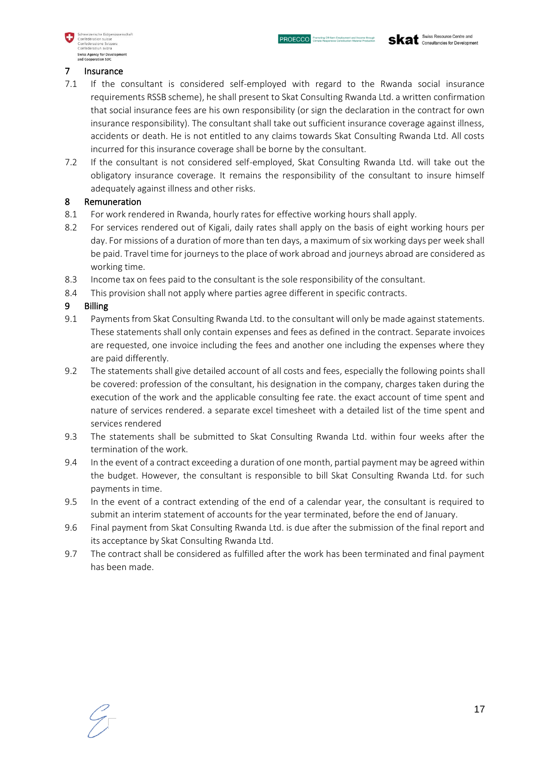## 7 Insurance

7.1 If the consultant is considered self-employed with regard to the Rwanda social insurance requirements RSSB scheme), he shall present to Skat Consulting Rwanda Ltd. a written confirmation that social insurance fees are his own responsibility (or sign the declaration in the contract for own insurance responsibility). The consultant shall take out sufficient insurance coverage against illness, accidents or death. He is not entitled to any claims towards Skat Consulting Rwanda Ltd. All costs incurred for this insurance coverage shall be borne by the consultant.

7.2 If the consultant is not considered self-employed, Skat Consulting Rwanda Ltd. will take out the obligatory insurance coverage. It remains the responsibility of the consultant to insure himself adequately against illness and other risks.

## 8 Remuneration

8.1 For work rendered in Rwanda, hourly rates for effective working hours shall apply.

8.2 For services rendered out of Kigali, daily rates shall apply on the basis of eight working hours per day. For missions of a duration of more than ten days, a maximum of six working days per week shall be paid. Travel time for journeys to the place of work abroad and journeys abroad are considered as working time.

8.3 Income tax on fees paid to the consultant is the sole responsibility of the consultant.

8.4 This provision shall not apply where parties agree different in specific contracts.

## 9 Billing

9.1 Payments from Skat Consulting Rwanda Ltd. to the consultant will only be made against statements. These statements shall only contain expenses and fees as defined in the contract. Separate invoices are requested, one invoice including the fees and another one including the expenses where they are paid differently.

9.2 The statements shall give detailed account of all costs and fees, especially the following points shall be covered: profession of the consultant, his designation in the company, charges taken during the execution of the work and the applicable consulting fee rate. the exact account of time spent and nature of services rendered. a separate excel timesheet with a detailed list of the time spent and services rendered

9.3 The statements shall be submitted to Skat Consulting Rwanda Ltd. within four weeks after the termination of the work.

9.4 In the event of a contract exceeding a duration of one month, partial payment may be agreed within the budget. However, the consultant is responsible to bill Skat Consulting Rwanda Ltd. for such payments in time.

9.5 In the event of a contract extending of the end of a calendar year, the consultant is required to submit an interim statement of accounts for the year terminated, before the end of January.

9.6 Final payment from Skat Consulting Rwanda Ltd. is due after the submission of the final report and its acceptance by Skat Consulting Rwanda Ltd.

9.7 The contract shall be considered as fulfilled after the work has been terminated and final payment has been made.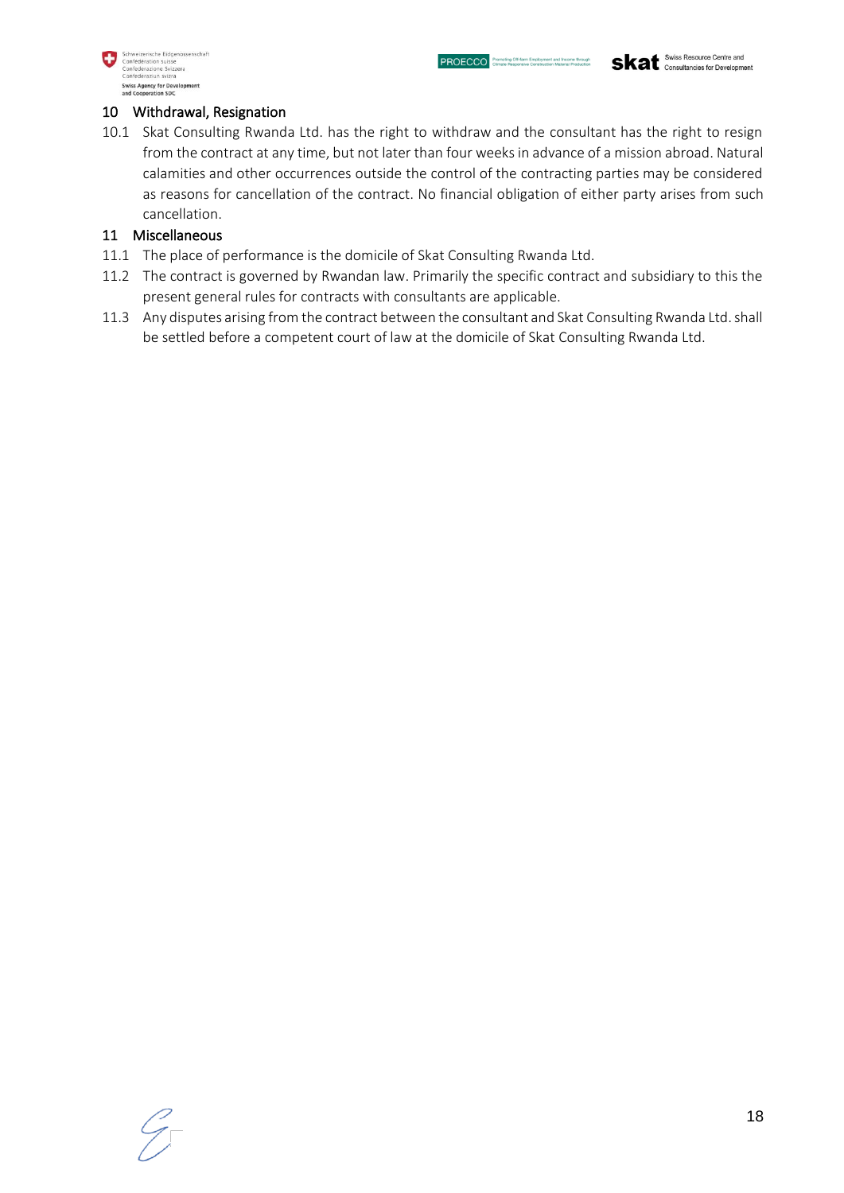## 10 Withdrawal, Resignation

10.1 Skat Consulting Rwanda Ltd. has the right to withdraw and the consultant has the right to resign from the contract at any time, but not later than four weeks in advance of a mission abroad. Natural calamities and other occurrences outside the control of the contracting parties may be considered as reasons for cancellation of the contract. No financial obligation of either party arises from such cancellation.

## 11 Miscellaneous

11.1 The place of performance is the domicile of Skat Consulting Rwanda Ltd.

11.2 The contract is governed by Rwandan law. Primarily the specific contract and subsidiary to this the present general rules for contracts with consultants are applicable.

11.3 Any disputes arising from the contract between the consultant and Skat Consulting Rwanda Ltd. shall be settled before a competent court of law at the domicile of Skat Consulting Rwanda Ltd.